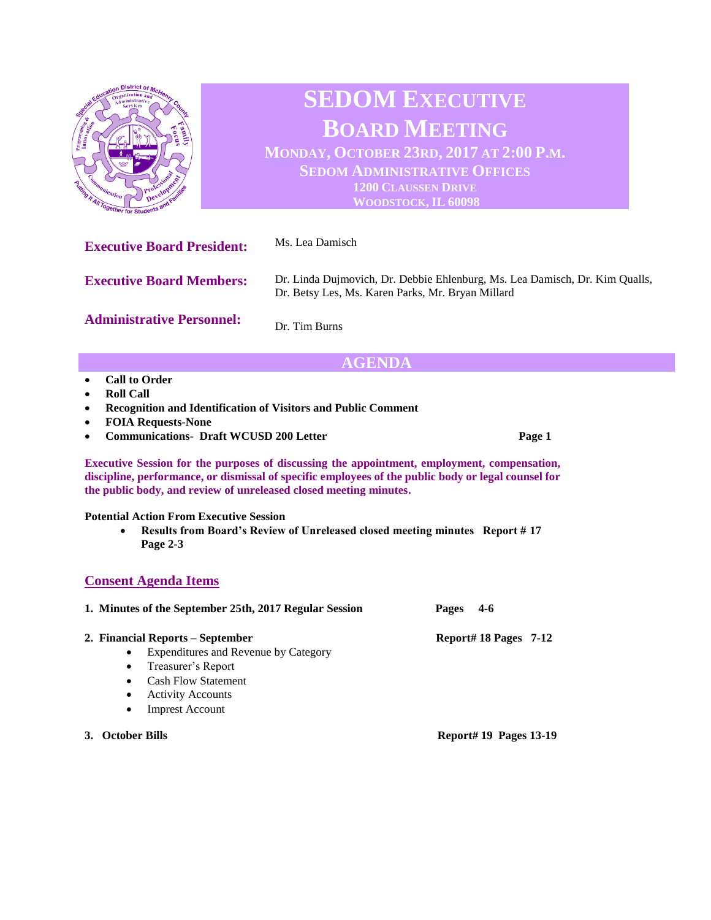# SEDOM EXECUTIVE BOARD MEETING

**MONDAY, OCTOBER 23RD, 2017 AT 2:00 P.M.**
**SEDOM ADMINISTRATIVE OFFICES**
**1200 CLAUSSEN DRIVE**
**WOODSTOCK, IL 60098**

**Executive Board President:** Ms. Lea Damisch

**Executive Board Members:** Dr. Linda Dujmovich, Dr. Debbie Ehlenburg, Ms. Lea Damisch, Dr. Kim Qualls, Dr. Betsy Les, Ms. Karen Parks, Mr. Bryan Millard

**Administrative Personnel:** Dr. Tim Burns

## AGENDA

- **Call to Order**
- **Roll Call**
- **Recognition and Identification of Visitors and Public Comment**
- **FOIA Requests-None**
- **Communications- Draft WCUSD 200 Letter** **Page 1**

**Executive Session for the purposes of discussing the appointment, employment, compensation, discipline, performance, or dismissal of specific employees of the public body or legal counsel for the public body, and review of unreleased closed meeting minutes.**

**Potential Action From Executive Session**

- **Results from Board's Review of Unreleased closed meeting minutes Report # 17 Page 2-3**

## Consent Agenda Items

1. **Minutes of the September 25th, 2017 Regular Session** **Pages 4-6**
2. **Financial Reports – September** **Report# 18 Pages 7-12**
   - Expenditures and Revenue by Category
   - Treasurer's Report
   - Cash Flow Statement
   - Activity Accounts
   - Imprest Account
3. **October Bills** **Report# 19 Pages 13-19**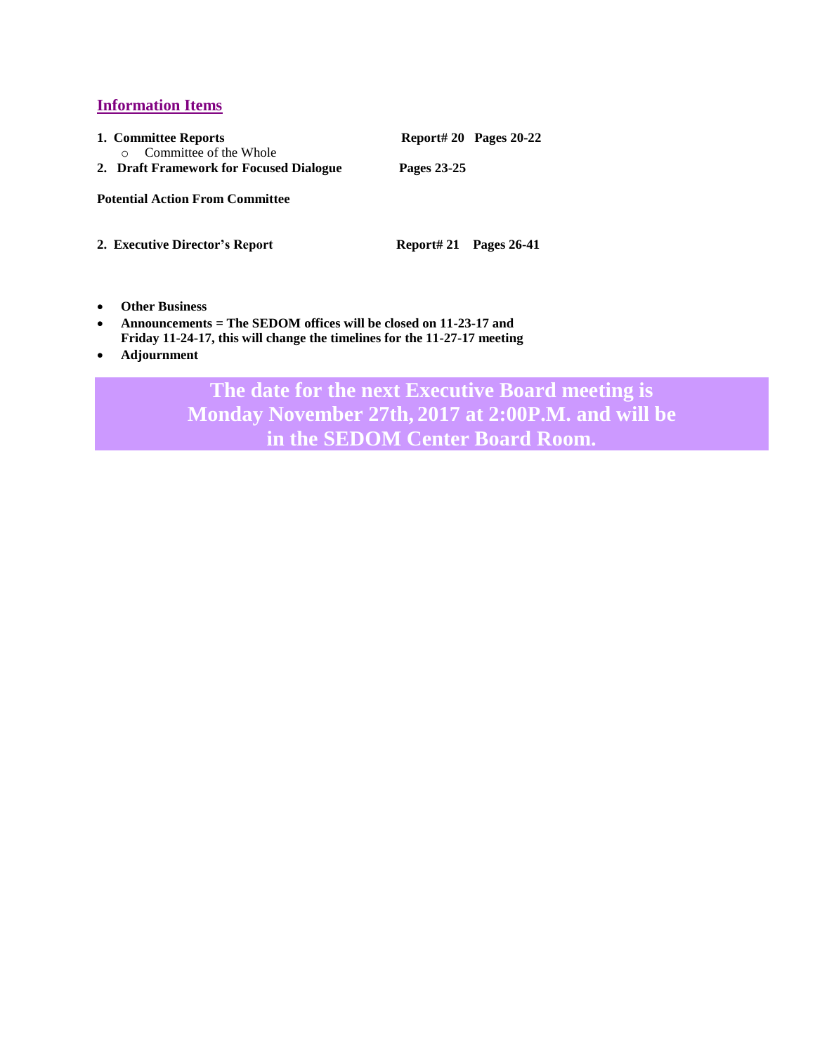## Information Items

1. **Committee Reports** **Report# 20 Pages 20-22**
   - Committee of the Whole
2. **Draft Framework for Focused Dialogue** **Pages 23-25**

**Potential Action From Committee**

2. **Executive Director's Report** **Report# 21 Pages 26-41**

- **Other Business**
- **Announcements = The SEDOM offices will be closed on 11-23-17 and Friday 11-24-17, this will change the timelines for the 11-27-17 meeting**
- **Adjournment**

**The date for the next Executive Board meeting is Monday November 27th, 2017 at 2:00P.M. and will be in the SEDOM Center Board Room.**